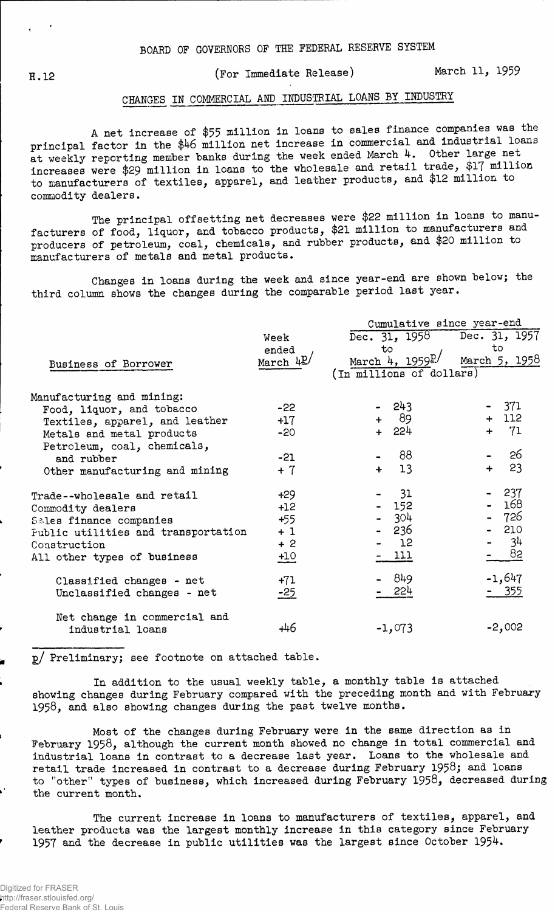BOARD OF GOVERNORS OF THE FEDERAL RESERVE SYSTEM

H.12 (For Immediate Release) March 11, 1959

## CHANGES IN COMMERCIAL AND INDUSTRIAL LOANS BY INDUSTRY

A net increase of $55 million in loans to sales finance companies was the principal factor in the $46 million net increase in commercial and industrial loans at weekly reporting member banks during the week ended March 4. Other large net increases were $29 million in loans to the wholesale and retail trade, $17 million to manufacturers of textiles, apparel, and leather products, and $12 million to commodity dealers.

The principal offsetting net decreases were $22 million in loans to manufacturers of food, liquor, and tobacco products, $21 million to manufacturers and producers of petroleum, coal, chemicals, and rubber products, and $20 million to manufacturers of metals and metal products.

Changes in loans during the week and since year-end are shown below; the third column shows the changes during the comparable period last year.

| Business of Borrower | Week ended March 4p/ | Cumulative since year-end: Dec. 31, 1958 to March 4, 1959p/ | Dec. 31, 1957 to March 5, 1958 |
|---|---|---|---|
| | (In millions of dollars) | | |
| Manufacturing and mining: | | | |
| Food, liquor, and tobacco | -22 | - 243 | - 371 |
| Textiles, apparel, and leather | +17 | + 89 | + 112 |
| Metals and metal products | -20 | + 224 | + 71 |
| Petroleum, coal, chemicals, and rubber | -21 | - 88 | - 26 |
| Other manufacturing and mining | + 7 | + 13 | + 23 |
| Trade--wholesale and retail | +29 | - 31 | - 237 |
| Commodity dealers | +12 | - 152 | - 168 |
| Sales finance companies | +55 | - 304 | - 726 |
| Public utilities and transportation | + 1 | - 236 | - 210 |
| Construction | + 2 | - 12 | - 34 |
| All other types of business | +10 | - 111 | - 82 |
| Classified changes - net | +71 | - 849 | -1,647 |
| Unclassified changes - net | -25 | - 224 | - 355 |
| Net change in commercial and industrial loans | +46 | -1,073 | -2,002 |

p/ Preliminary; see footnote on attached table.

In addition to the usual weekly table, a monthly table is attached showing changes during February compared with the preceding month and with February 1958, and also showing changes during the past twelve months.

Most of the changes during February were in the same direction as in February 1958, although the current month showed no change in total commercial and industrial loans in contrast to a decrease last year. Loans to the wholesale and retail trade increased in contrast to a decrease during February 1958; and loans to "other" types of business, which increased during February 1958, decreased during the current month.

The current increase in loans to manufacturers of textiles, apparel, and leather products was the largest monthly increase in this category since February 1957 and the decrease in public utilities was the largest since October 1954.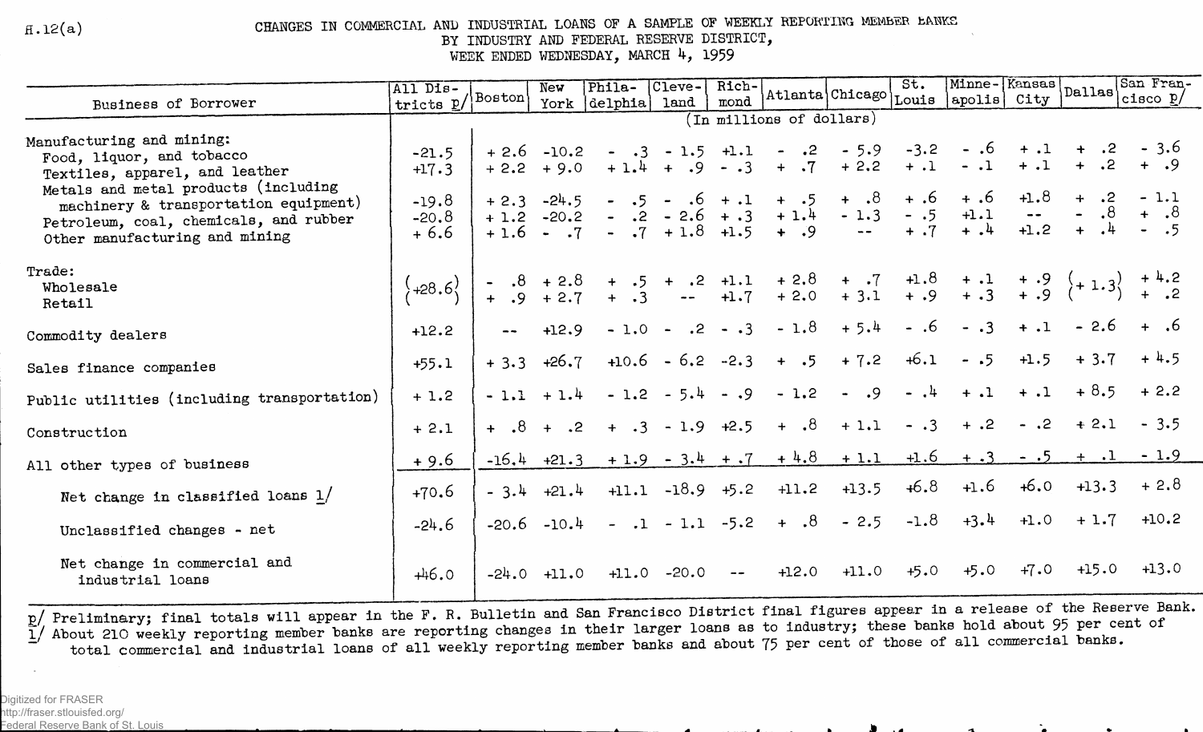H.12(a)

# CHANGES IN COMMERCIAL AND INDUSTRIAL LOANS OF A SAMPLE OF WEEKLY REPORTING MEMBER BANKS BY INDUSTRY AND FEDERAL RESERVE DISTRICT, WEEK ENDED WEDNESDAY, MARCH 4, 1959

| Business of Borrower | All Districts p/ | Boston | New York | Philadelphia | Cleveland | Richmond | Atlanta | Chicago | St. Louis | Minneapolis | Kansas City | Dallas | San Francisco p/ |
|---|---|---|---|---|---|---|---|---|---|---|---|---|---|
| | (In millions of dollars) | | | | | | | | | | | | |
| Manufacturing and mining: | | | | | | | | | | | | | |
| Food, liquor, and tobacco | -21.5 | + 2.6 | -10.2 | - .3 | - 1.5 | +1.1 | - .2 | - 5.9 | -3.2 | - .6 | + .1 | + .2 | - 3.6 |
| Textiles, apparel, and leather | +17.3 | + 2.2 | + 9.0 | + 1.4 | + .9 | - .3 | + .7 | + 2.2 | + .1 | - .1 | + .1 | + .2 | + .9 |
| Metals and metal products (including machinery & transportation equipment) | -19.8 | + 2.3 | -24.5 | - .5 | - .6 | + .1 | + .5 | + .8 | + .6 | + .6 | +1.8 | + .2 | - 1.1 |
| Petroleum, coal, chemicals, and rubber | -20.8 | + 1.2 | -20.2 | - .2 | - 2.6 | + .3 | + 1.4 | - 1.3 | - .5 | +1.1 | -- | - .8 | + .8 |
| Other manufacturing and mining | + 6.6 | + 1.6 | - .7 | - .7 | + 1.8 | +1.5 | + .9 | -- | + .7 | + .4 | +1.2 | + .4 | - .5 |
| Trade: | | | | | | | | | | | | | |
| Wholesale | (+28.6) | - .8 | + 2.8 | + .5 | + .2 | +1.1 | + 2.8 | + .7 | +1.8 | + .1 | + .9 | (+ 1.3) | + 4.2 |
| Retail | | + .9 | + 2.7 | + .3 | -- | +1.7 | + 2.0 | + 3.1 | + .9 | + .3 | + .9 | | + .2 |
| Commodity dealers | +12.2 | -- | +12.9 | - 1.0 | - .2 | - .3 | - 1.8 | + 5.4 | - .6 | - .3 | + .1 | - 2.6 | + .6 |
| Sales finance companies | +55.1 | + 3.3 | +26.7 | +10.6 | - 6.2 | -2.3 | + .5 | + 7.2 | +6.1 | - .5 | +1.5 | + 3.7 | + 4.5 |
| Public utilities (including transportation) | + 1.2 | - 1.1 | + 1.4 | - 1.2 | - 5.4 | - .9 | - 1.2 | - .9 | - .4 | + .1 | + .1 | + 8.5 | + 2.2 |
| Construction | + 2.1 | + .8 | + .2 | + .3 | - 1.9 | +2.5 | + .8 | + 1.1 | - .3 | + .2 | - .2 | + 2.1 | - 3.5 |
| All other types of business | + 9.6 | -16.4 | +21.3 | + 1.9 | - 3.4 | + .7 | + 4.8 | + 1.1 | +1.6 | + .3 | - .5 | + .1 | - 1.9 |
| Net change in classified loans 1/ | +70.6 | - 3.4 | +21.4 | +11.1 | -18.9 | +5.2 | +11.2 | +13.5 | +6.8 | +1.6 | +6.0 | +13.3 | + 2.8 |
| Unclassified changes - net | -24.6 | -20.6 | -10.4 | - .1 | - 1.1 | -5.2 | + .8 | - 2.5 | -1.8 | +3.4 | +1.0 | + 1.7 | +10.2 |
| Net change in commercial and industrial loans | +46.0 | -24.0 | +11.0 | +11.0 | -20.0 | -- | +12.0 | +11.0 | +5.0 | +5.0 | +7.0 | +15.0 | +13.0 |

p/ Preliminary; final totals will appear in the F. R. Bulletin and San Francisco District final figures appear in a release of the Reserve Bank.
1/ About 210 weekly reporting member banks are reporting changes in their larger loans as to industry; these banks hold about 95 per cent of total commercial and industrial loans of all weekly reporting member banks and about 75 per cent of those of all commercial banks.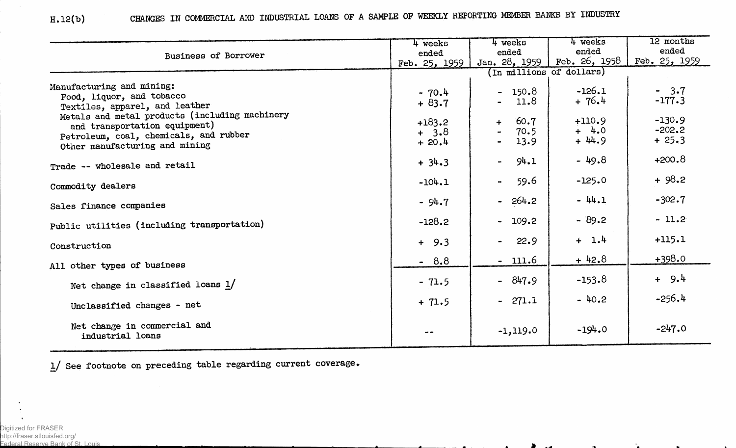H.12(b) CHANGES IN COMMERCIAL AND INDUSTRIAL LOANS OF A SAMPLE OF WEEKLY REPORTING MEMBER BANKS BY INDUSTRY

| Business of Borrower | 4 weeks ended Feb. 25, 1959 | 4 weeks ended Jan. 28, 1959 | 4 weeks ended Feb. 26, 1958 | 12 months ended Feb. 25, 1959 |
|---|---|---|---|---|
| | (In millions of dollars) | | | |
| Manufacturing and mining: | | | | |
| Food, liquor, and tobacco | - 70.4 | - 150.8 | -126.1 | - 3.7 |
| Textiles, apparel, and leather | + 83.7 | - 11.8 | + 76.4 | -177.3 |
| Metals and metal products (including machinery and transportation equipment) | +183.2 | + 60.7 | +110.9 | -130.9 |
| Petroleum, coal, chemicals, and rubber | + 3.8 | - 70.5 | + 4.0 | -202.2 |
| Other manufacturing and mining | + 20.4 | - 13.9 | + 44.9 | + 25.3 |
| Trade -- wholesale and retail | + 34.3 | - 94.1 | - 49.8 | +200.8 |
| Commodity dealers | -104.1 | - 59.6 | -125.0 | + 98.2 |
| Sales finance companies | - 94.7 | - 264.2 | - 44.1 | -302.7 |
| Public utilities (including transportation) | -128.2 | - 109.2 | - 89.2 | - 11.2 |
| Construction | + 9.3 | - 22.9 | + 1.4 | +115.1 |
| All other types of business | - 8.8 | - 111.6 | + 42.8 | +398.0 |
| Net change in classified loans 1/ | - 71.5 | - 847.9 | -153.8 | + 9.4 |
| Unclassified changes - net | + 71.5 | - 271.1 | - 40.2 | -256.4 |
| Net change in commercial and industrial loans | -- | -1,119.0 | -194.0 | -247.0 |

1/ See footnote on preceding table regarding current coverage.